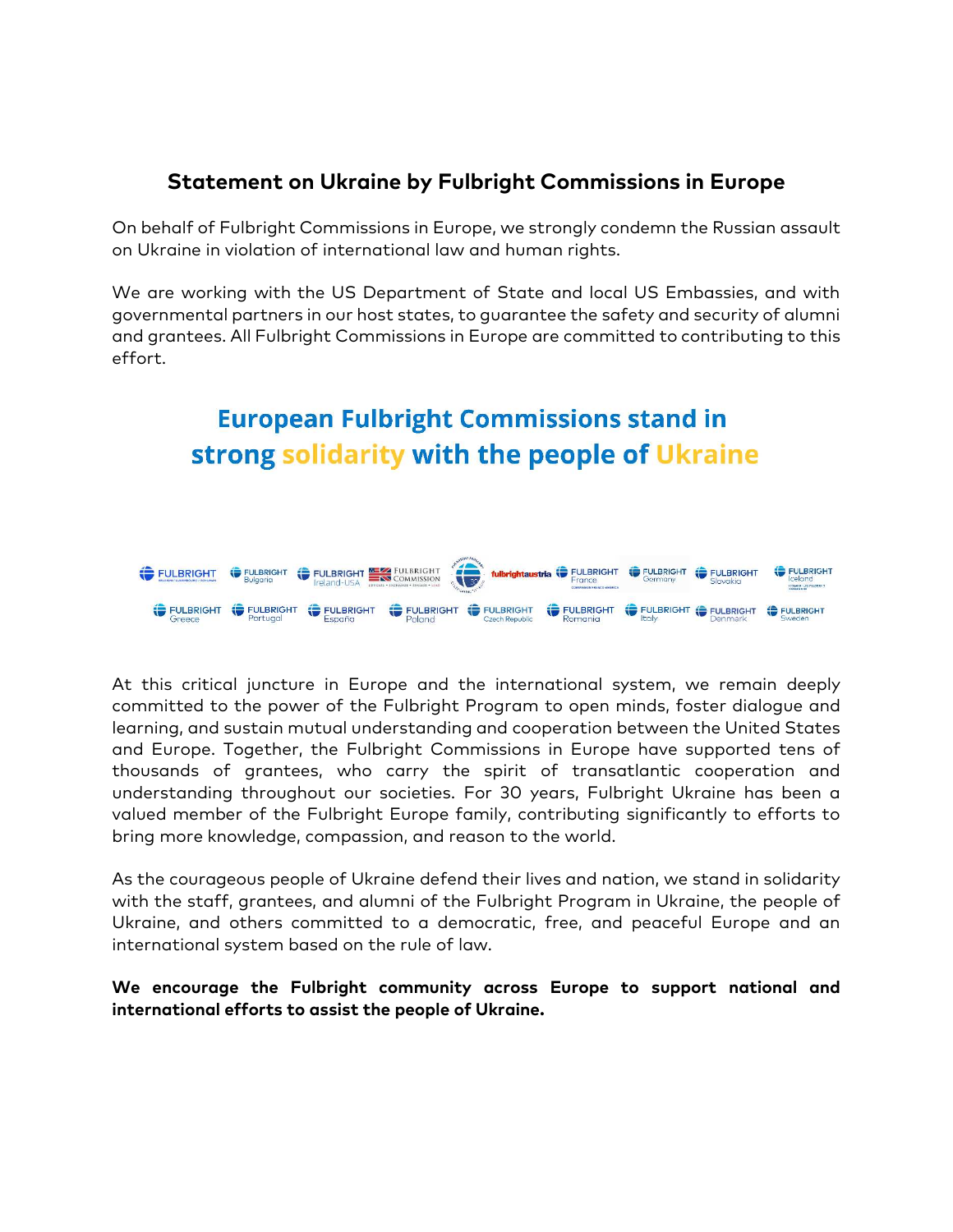# Statement on Ukraine by Fulbright Commissions in Europe

On behalf of Fulbright Commissions in Europe, we strongly condemn the Russian assault on Ukraine in violation of international law and human rights.

We are working with the US Department of State and local US Embassies, and with governmental partners in our host states, to guarantee the safety and security of alumni and grantees. All Fulbright Commissions in Europe are committed to contributing to this effort.

## European Fulbright Commissions stand in strong solidarity with the people of Ukraine

FULBRIGHT Belgium | Luxembourg | Netherlands · FULBRIGHT Bulgaria · FULBRIGHT Ireland-USA · FULBRIGHT COMMISSION · fulbrightaustria · FULBRIGHT France · FULBRIGHT Germany · FULBRIGHT Slovakia · FULBRIGHT Iceland

FULBRIGHT Greece · FULBRIGHT Portugal · FULBRIGHT España · FULBRIGHT Poland · FULBRIGHT Czech Republic · FULBRIGHT Romania · FULBRIGHT Italy · FULBRIGHT Denmark · FULBRIGHT Sweden

At this critical juncture in Europe and the international system, we remain deeply committed to the power of the Fulbright Program to open minds, foster dialogue and learning, and sustain mutual understanding and cooperation between the United States and Europe. Together, the Fulbright Commissions in Europe have supported tens of thousands of grantees, who carry the spirit of transatlantic cooperation and understanding throughout our societies. For 30 years, Fulbright Ukraine has been a valued member of the Fulbright Europe family, contributing significantly to efforts to bring more knowledge, compassion, and reason to the world.

As the courageous people of Ukraine defend their lives and nation, we stand in solidarity with the staff, grantees, and alumni of the Fulbright Program in Ukraine, the people of Ukraine, and others committed to a democratic, free, and peaceful Europe and an international system based on the rule of law.

**We encourage the Fulbright community across Europe to support national and international efforts to assist the people of Ukraine.**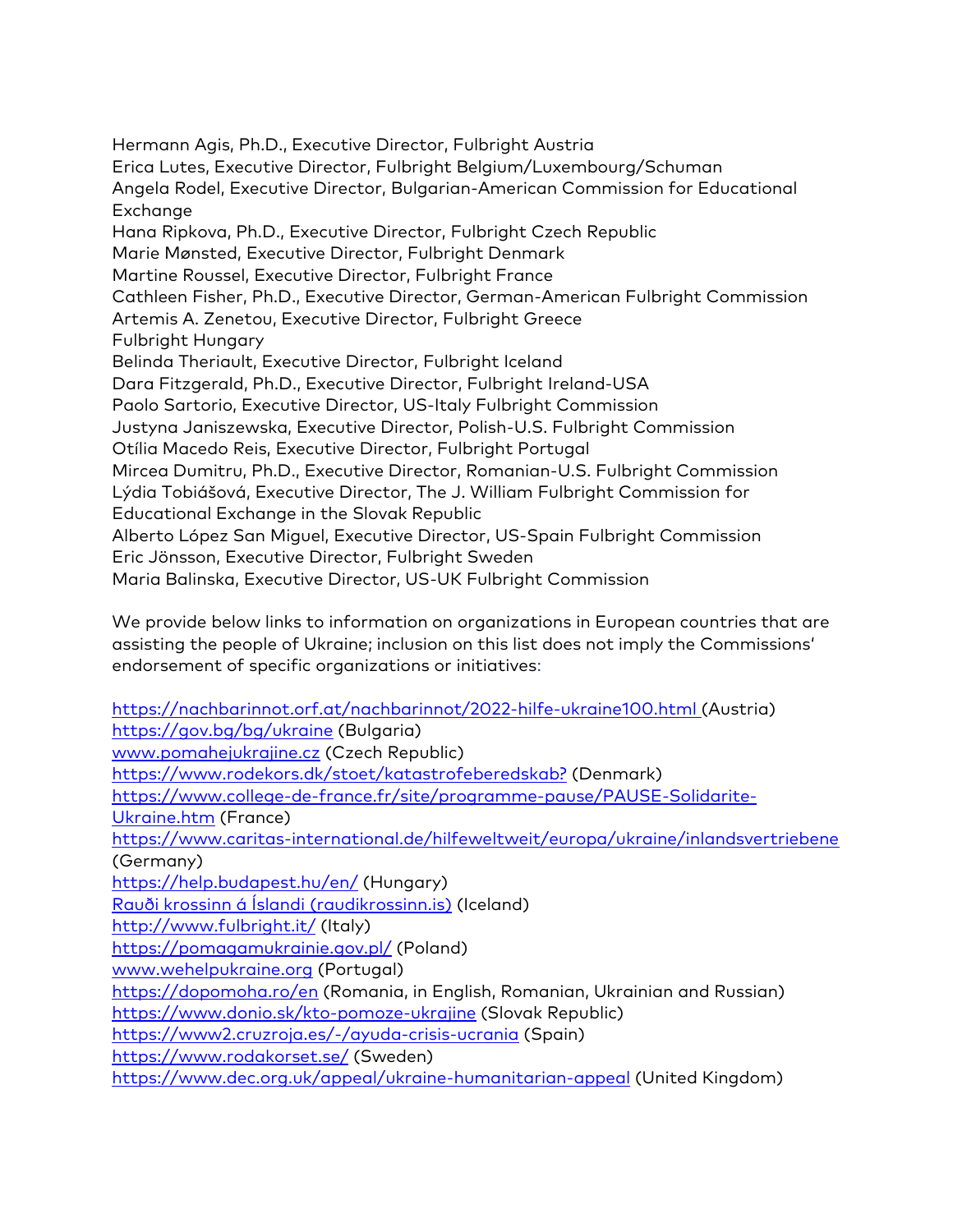Hermann Agis, Ph.D., Executive Director, Fulbright Austria
Erica Lutes, Executive Director, Fulbright Belgium/Luxembourg/Schuman
Angela Rodel, Executive Director, Bulgarian-American Commission for Educational Exchange
Hana Ripkova, Ph.D., Executive Director, Fulbright Czech Republic
Marie Mønsted, Executive Director, Fulbright Denmark
Martine Roussel, Executive Director, Fulbright France
Cathleen Fisher, Ph.D., Executive Director, German-American Fulbright Commission
Artemis A. Zenetou, Executive Director, Fulbright Greece
Fulbright Hungary
Belinda Theriault, Executive Director, Fulbright Iceland
Dara Fitzgerald, Ph.D., Executive Director, Fulbright Ireland-USA
Paolo Sartorio, Executive Director, US-Italy Fulbright Commission
Justyna Janiszewska, Executive Director, Polish-U.S. Fulbright Commission
Otília Macedo Reis, Executive Director, Fulbright Portugal
Mircea Dumitru, Ph.D., Executive Director, Romanian-U.S. Fulbright Commission
Lýdia Tobiášová, Executive Director, The J. William Fulbright Commission for Educational Exchange in the Slovak Republic
Alberto López San Miguel, Executive Director, US-Spain Fulbright Commission
Eric Jönsson, Executive Director, Fulbright Sweden
Maria Balinska, Executive Director, US-UK Fulbright Commission

We provide below links to information on organizations in European countries that are assisting the people of Ukraine; inclusion on this list does not imply the Commissions' endorsement of specific organizations or initiatives:

https://nachbarinnot.orf.at/nachbarinnot/2022-hilfe-ukraine100.html (Austria)
https://gov.bg/bg/ukraine (Bulgaria)
www.pomahejukrajine.cz (Czech Republic)
https://www.rodekors.dk/stoet/katastrofeberedskab? (Denmark)
https://www.college-de-france.fr/site/programme-pause/PAUSE-Solidarite-Ukraine.htm (France)
https://www.caritas-international.de/hilfeweltweit/europa/ukraine/inlandsvertriebene (Germany)
https://help.budapest.hu/en/ (Hungary)
Rauði krossinn á Íslandi (raudikrossinn.is) (Iceland)
http://www.fulbright.it/ (Italy)
https://pomagamukrainie.gov.pl/ (Poland)
www.wehelpukraine.org (Portugal)
https://dopomoha.ro/en (Romania, in English, Romanian, Ukrainian and Russian)
https://www.donio.sk/kto-pomoze-ukrajine (Slovak Republic)
https://www2.cruzroja.es/-/ayuda-crisis-ucrania (Spain)
https://www.rodakorset.se/ (Sweden)
https://www.dec.org.uk/appeal/ukraine-humanitarian-appeal (United Kingdom)